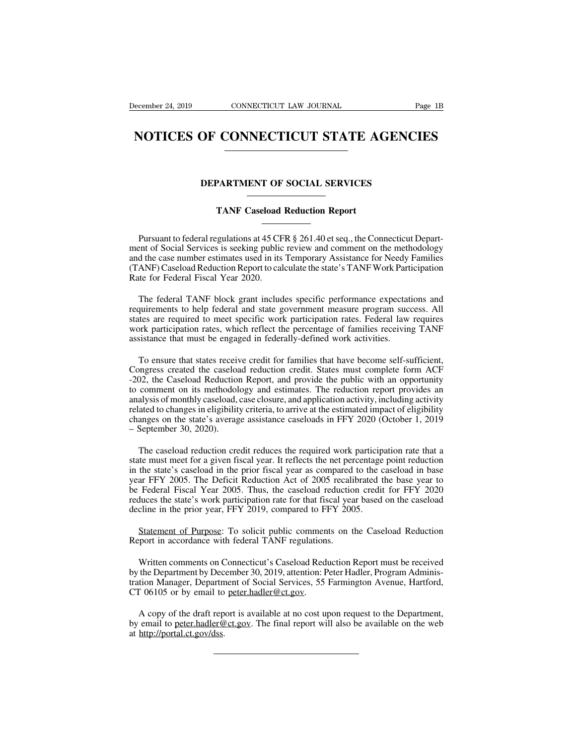# NOTICES OF CONNECTICUT STATE AGENCIES

## DEPARTMENT OF SOCIAL SERVICES

### TANF Caseload Reduction Report

Pursuant to federal regulations at 45 CFR § 261.40 et seq., the Connecticut Department of Social Services is seeking public review and comment on the methodology and the case number estimates used in its Temporary Assistance for Needy Families (TANF) Caseload Reduction Report to calculate the state's TANF Work Participation Rate for Federal Fiscal Year 2020.

The federal TANF block grant includes specific performance expectations and requirements to help federal and state government measure program success. All states are required to meet specific work participation rates. Federal law requires work participation rates, which reflect the percentage of families receiving TANF assistance that must be engaged in federally-defined work activities.

To ensure that states receive credit for families that have become self-sufficient, Congress created the caseload reduction credit. States must complete form ACF -202, the Caseload Reduction Report, and provide the public with an opportunity to comment on its methodology and estimates. The reduction report provides an analysis of monthly caseload, case closure, and application activity, including activity related to changes in eligibility criteria, to arrive at the estimated impact of eligibility changes on the state's average assistance caseloads in FFY 2020 (October 1, 2019 – September 30, 2020).

The caseload reduction credit reduces the required work participation rate that a state must meet for a given fiscal year. It reflects the net percentage point reduction in the state's caseload in the prior fiscal year as compared to the caseload in base year FFY 2005. The Deficit Reduction Act of 2005 recalibrated the base year to be Federal Fiscal Year 2005. Thus, the caseload reduction credit for FFY 2020 reduces the state's work participation rate for that fiscal year based on the caseload decline in the prior year, FFY 2019, compared to FFY 2005.

Statement of Purpose: To solicit public comments on the Caseload Reduction Report in accordance with federal TANF regulations.

Written comments on Connecticut's Caseload Reduction Report must be received by the Department by December 30, 2019, attention: Peter Hadler, Program Administration Manager, Department of Social Services, 55 Farmington Avenue, Hartford, CT 06105 or by email to peter.hadler@ct.gov.

A copy of the draft report is available at no cost upon request to the Department, by email to peter.hadler@ct.gov. The final report will also be available on the web at http://portal.ct.gov/dss.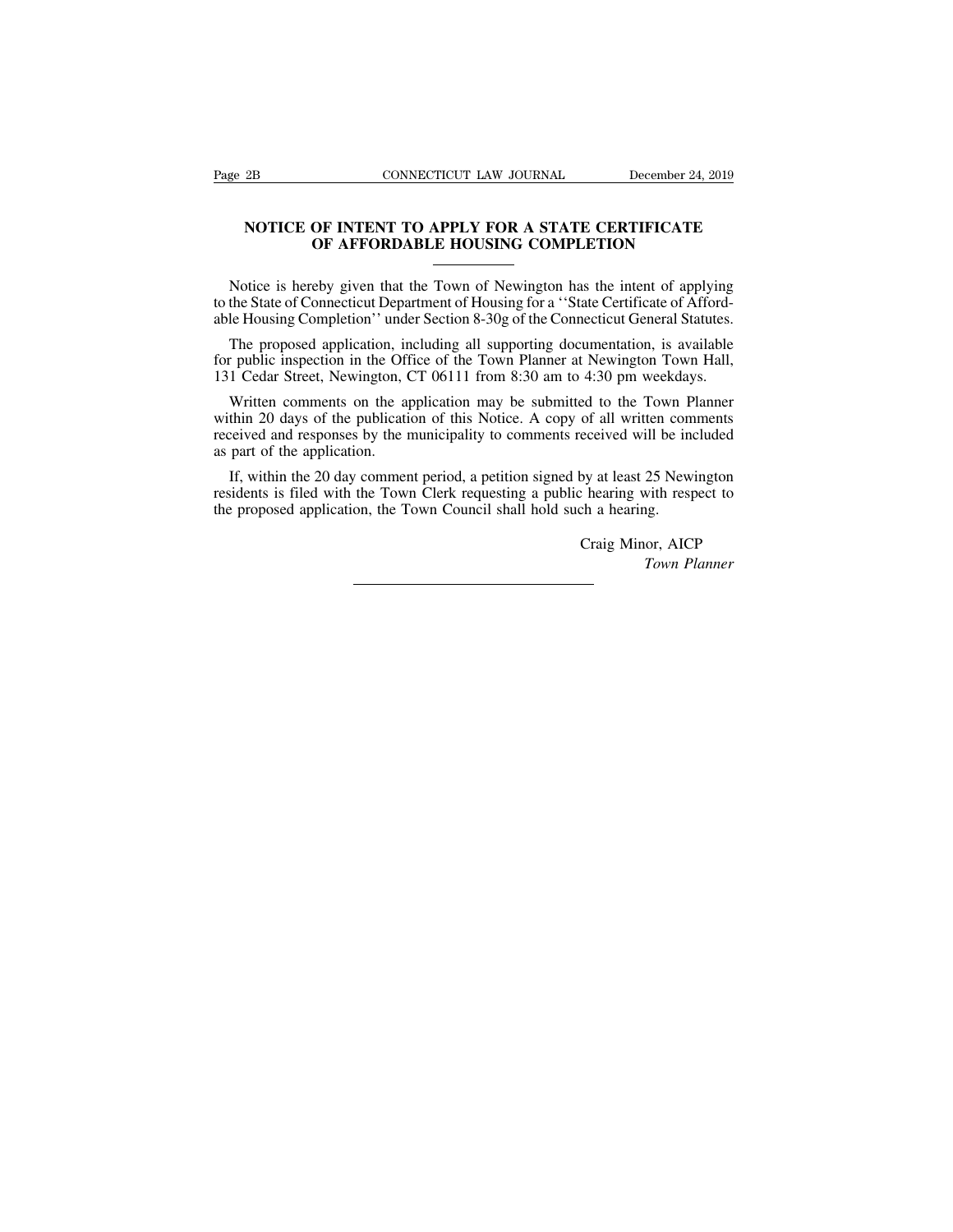# NOTICE OF INTENT TO APPLY FOR A STATE CERTIFICATE OF AFFORDABLE HOUSING COMPLETION

Notice is hereby given that the Town of Newington has the intent of applying to the State of Connecticut Department of Housing for a ''State Certificate of Affordable Housing Completion'' under Section 8-30g of the Connecticut General Statutes.

The proposed application, including all supporting documentation, is available for public inspection in the Office of the Town Planner at Newington Town Hall, 131 Cedar Street, Newington, CT 06111 from 8:30 am to 4:30 pm weekdays.

Written comments on the application may be submitted to the Town Planner within 20 days of the publication of this Notice. A copy of all written comments received and responses by the municipality to comments received will be included as part of the application.

If, within the 20 day comment period, a petition signed by at least 25 Newington residents is filed with the Town Clerk requesting a public hearing with respect to the proposed application, the Town Council shall hold such a hearing.

Craig Minor, AICP
*Town Planner*